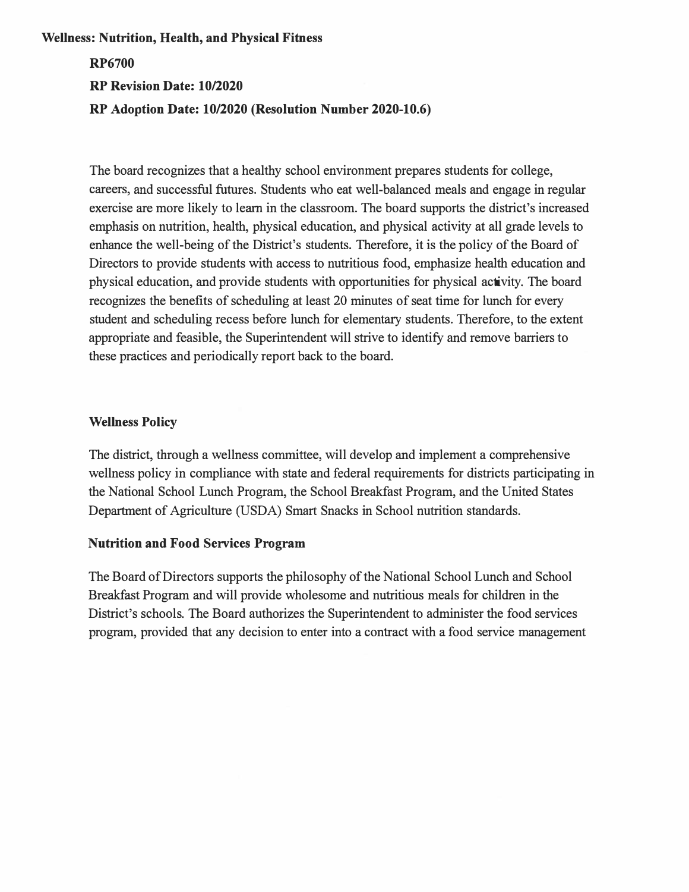# Wellness: Nutrition, Health, and Physical Fitness

**RP6700**

**RP Revision Date: 10/2020**

**RP Adoption Date: 10/2020 (Resolution Number 2020-10.6)**

The board recognizes that a healthy school environment prepares students for college, careers, and successful futures. Students who eat well-balanced meals and engage in regular exercise are more likely to learn in the classroom. The board supports the district's increased emphasis on nutrition, health, physical education, and physical activity at all grade levels to enhance the well-being of the District's students. Therefore, it is the policy of the Board of Directors to provide students with access to nutritious food, emphasize health education and physical education, and provide students with opportunities for physical activity. The board recognizes the benefits of scheduling at least 20 minutes of seat time for lunch for every student and scheduling recess before lunch for elementary students. Therefore, to the extent appropriate and feasible, the Superintendent will strive to identify and remove barriers to these practices and periodically report back to the board.

## Wellness Policy

The district, through a wellness committee, will develop and implement a comprehensive wellness policy in compliance with state and federal requirements for districts participating in the National School Lunch Program, the School Breakfast Program, and the United States Department of Agriculture (USDA) Smart Snacks in School nutrition standards.

## Nutrition and Food Services Program

The Board of Directors supports the philosophy of the National School Lunch and School Breakfast Program and will provide wholesome and nutritious meals for children in the District's schools. The Board authorizes the Superintendent to administer the food services program, provided that any decision to enter into a contract with a food service management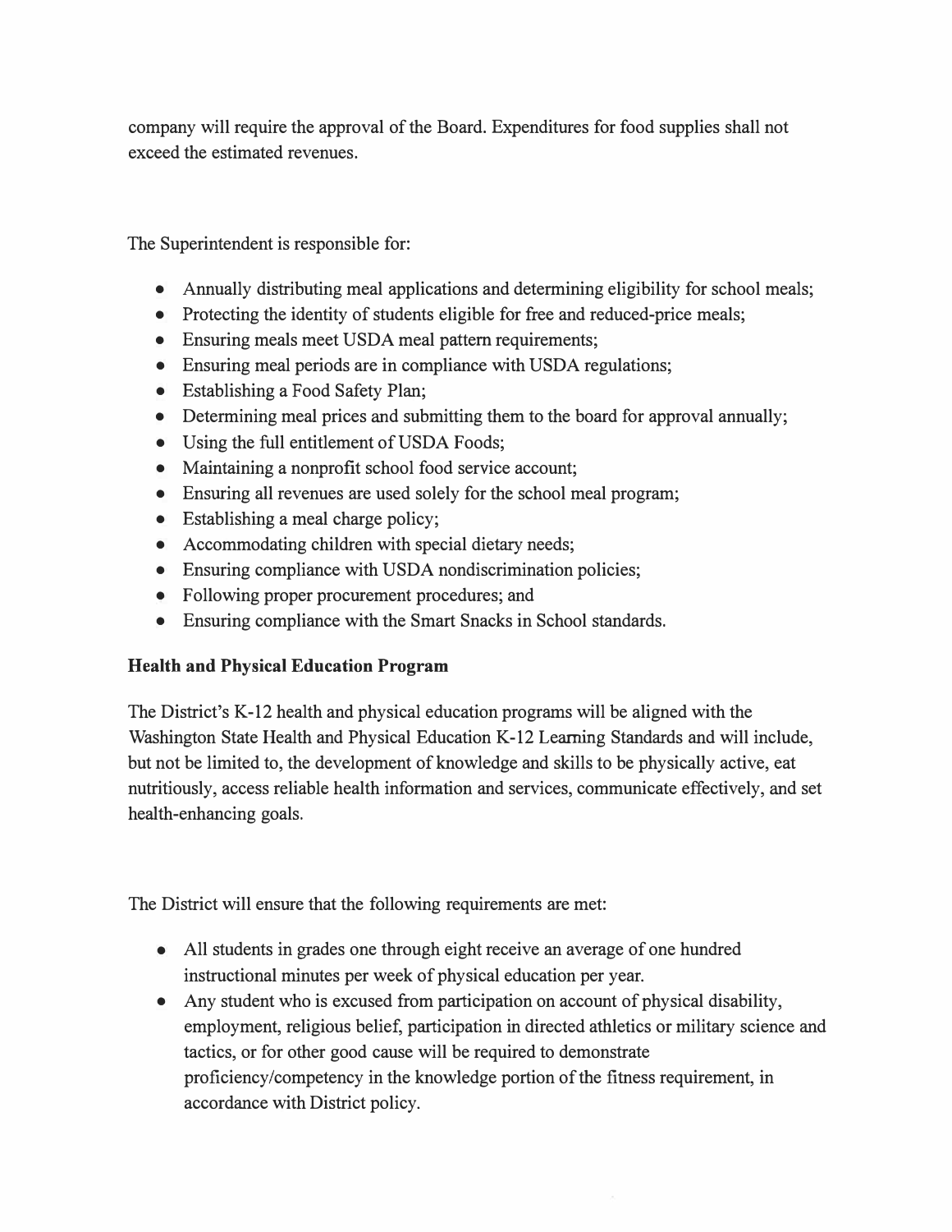company will require the approval of the Board. Expenditures for food supplies shall not exceed the estimated revenues.

The Superintendent is responsible for:

- Annually distributing meal applications and determining eligibility for school meals;
- Protecting the identity of students eligible for free and reduced-price meals;
- Ensuring meals meet USDA meal pattern requirements;
- Ensuring meal periods are in compliance with USDA regulations;
- Establishing a Food Safety Plan;
- Determining meal prices and submitting them to the board for approval annually;
- Using the full entitlement of USDA Foods;
- Maintaining a nonprofit school food service account;
- Ensuring all revenues are used solely for the school meal program;
- Establishing a meal charge policy;
- Accommodating children with special dietary needs;
- Ensuring compliance with USDA nondiscrimination policies;
- Following proper procurement procedures; and
- Ensuring compliance with the Smart Snacks in School standards.

**Health and Physical Education Program**

The District's K-12 health and physical education programs will be aligned with the Washington State Health and Physical Education K-12 Learning Standards and will include, but not be limited to, the development of knowledge and skills to be physically active, eat nutritiously, access reliable health information and services, communicate effectively, and set health-enhancing goals.

The District will ensure that the following requirements are met:

- All students in grades one through eight receive an average of one hundred instructional minutes per week of physical education per year.
- Any student who is excused from participation on account of physical disability, employment, religious belief, participation in directed athletics or military science and tactics, or for other good cause will be required to demonstrate proficiency/competency in the knowledge portion of the fitness requirement, in accordance with District policy.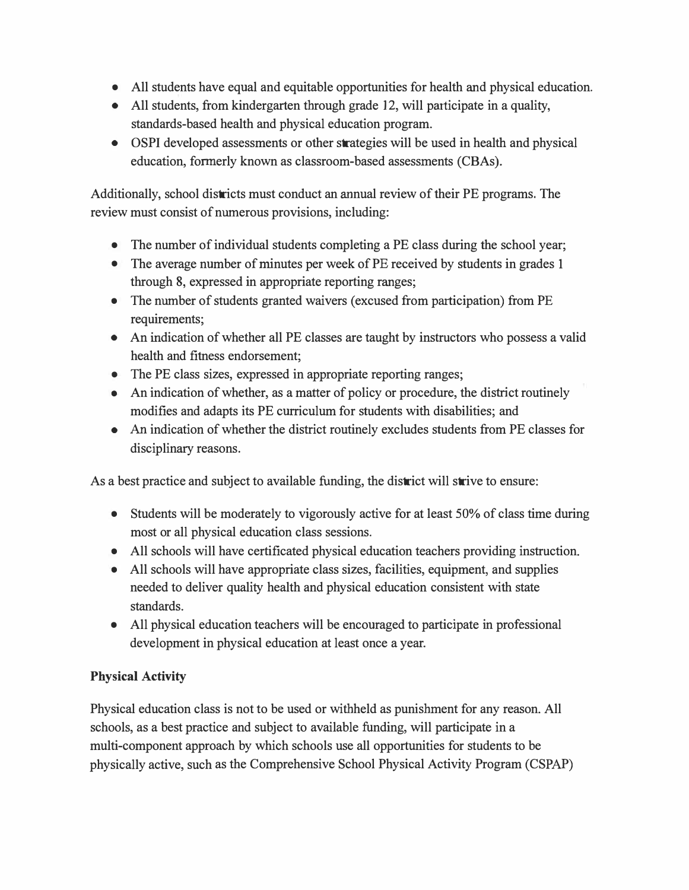- All students have equal and equitable opportunities for health and physical education.
- All students, from kindergarten through grade 12, will participate in a quality, standards-based health and physical education program.
- OSPI developed assessments or other strategies will be used in health and physical education, formerly known as classroom-based assessments (CBAs).

Additionally, school districts must conduct an annual review of their PE programs. The review must consist of numerous provisions, including:

- The number of individual students completing a PE class during the school year;
- The average number of minutes per week of PE received by students in grades 1 through 8, expressed in appropriate reporting ranges;
- The number of students granted waivers (excused from participation) from PE requirements;
- An indication of whether all PE classes are taught by instructors who possess a valid health and fitness endorsement;
- The PE class sizes, expressed in appropriate reporting ranges;
- An indication of whether, as a matter of policy or procedure, the district routinely modifies and adapts its PE curriculum for students with disabilities; and
- An indication of whether the district routinely excludes students from PE classes for disciplinary reasons.

As a best practice and subject to available funding, the district will strive to ensure:

- Students will be moderately to vigorously active for at least 50% of class time during most or all physical education class sessions.
- All schools will have certificated physical education teachers providing instruction.
- All schools will have appropriate class sizes, facilities, equipment, and supplies needed to deliver quality health and physical education consistent with state standards.
- All physical education teachers will be encouraged to participate in professional development in physical education at least once a year.

**Physical Activity**

Physical education class is not to be used or withheld as punishment for any reason. All schools, as a best practice and subject to available funding, will participate in a multi-component approach by which schools use all opportunities for students to be physically active, such as the Comprehensive School Physical Activity Program (CSPAP)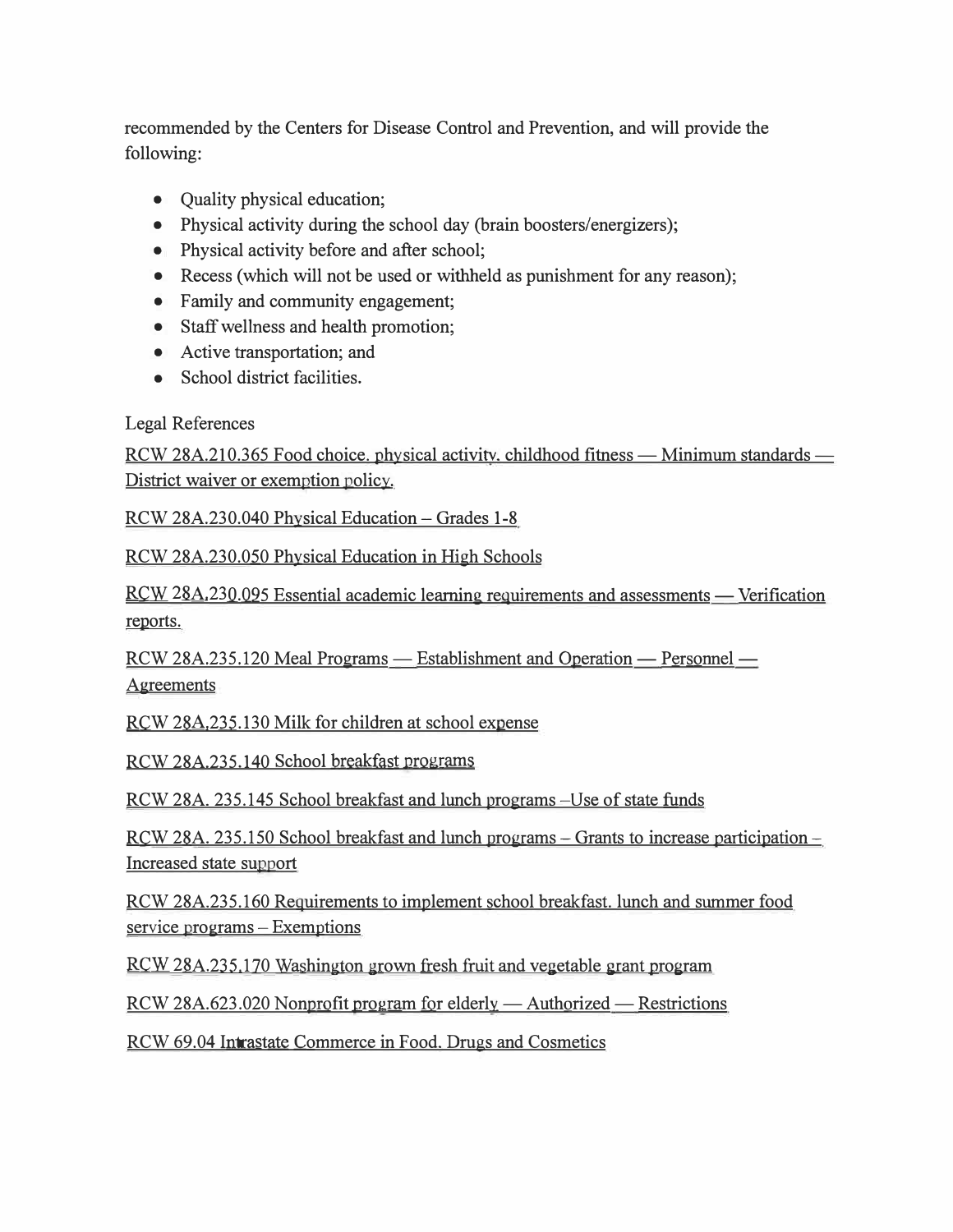recommended by the Centers for Disease Control and Prevention, and will provide the following:

- Quality physical education;
- Physical activity during the school day (brain boosters/energizers);
- Physical activity before and after school;
- Recess (which will not be used or withheld as punishment for any reason);
- Family and community engagement;
- Staff wellness and health promotion;
- Active transportation; and
- School district facilities.

Legal References

RCW 28A.210.365 Food choice, physical activity, childhood fitness — Minimum standards — District waiver or exemption policy.

RCW 28A.230.040 Physical Education – Grades 1-8

RCW 28A.230.050 Physical Education in High Schools

RCW 28A.230.095 Essential academic learning requirements and assessments — Verification reports.

RCW 28A.235.120 Meal Programs — Establishment and Operation — Personnel — Agreements

RCW 28A.235.130 Milk for children at school expense

RCW 28A.235.140 School breakfast programs

RCW 28A. 235.145 School breakfast and lunch programs –Use of state funds

RCW 28A. 235.150 School breakfast and lunch programs – Grants to increase participation – Increased state support

RCW 28A.235.160 Requirements to implement school breakfast, lunch and summer food service programs – Exemptions

RCW 28A.235.170 Washington grown fresh fruit and vegetable grant program

RCW 28A.623.020 Nonprofit program for elderly — Authorized — Restrictions

RCW 69.04 Intrastate Commerce in Food, Drugs and Cosmetics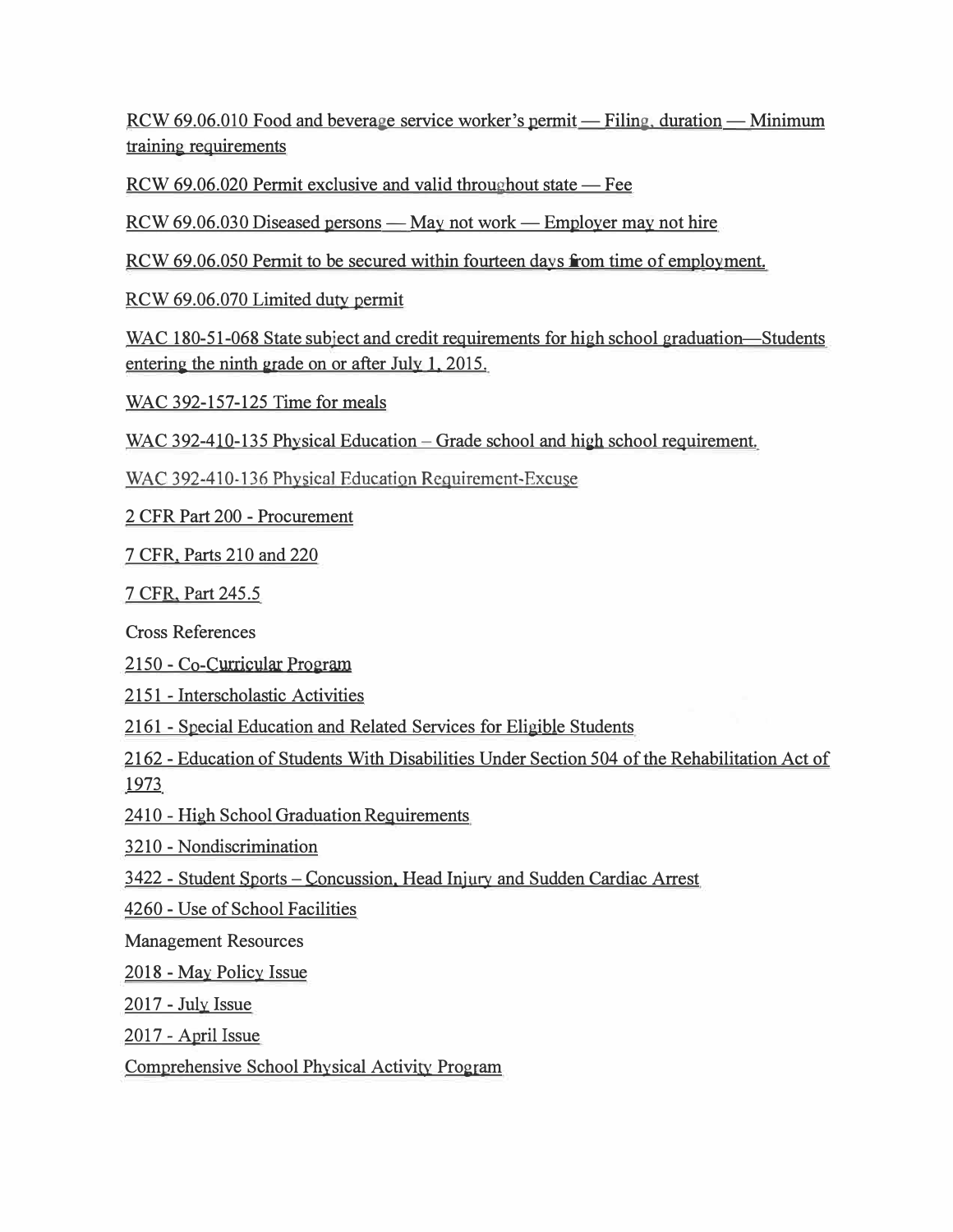RCW 69.06.010 Food and beverage service worker's permit — Filing, duration — Minimum training requirements

RCW 69.06.020 Permit exclusive and valid throughout state — Fee

RCW 69.06.030 Diseased persons — May not work — Employer may not hire

RCW 69.06.050 Permit to be secured within fourteen days from time of employment.

RCW 69.06.070 Limited duty permit

WAC 180-51-068 State subject and credit requirements for high school graduation—Students entering the ninth grade on or after July 1, 2015.

WAC 392-157-125 Time for meals

WAC 392-410-135 Physical Education – Grade school and high school requirement.

WAC 392-410-136 Physical Education Requirement-Excuse

2 CFR Part 200 - Procurement

7 CFR, Parts 210 and 220

7 CFR, Part 245.5

Cross References

2150 - Co-Curricular Program

2151 - Interscholastic Activities

2161 - Special Education and Related Services for Eligible Students

2162 - Education of Students With Disabilities Under Section 504 of the Rehabilitation Act of 1973

2410 - High School Graduation Requirements

3210 - Nondiscrimination

3422 - Student Sports – Concussion, Head Injury and Sudden Cardiac Arrest

4260 - Use of School Facilities

Management Resources

2018 - May Policy Issue

2017 - July Issue

2017 - April Issue

Comprehensive School Physical Activity Program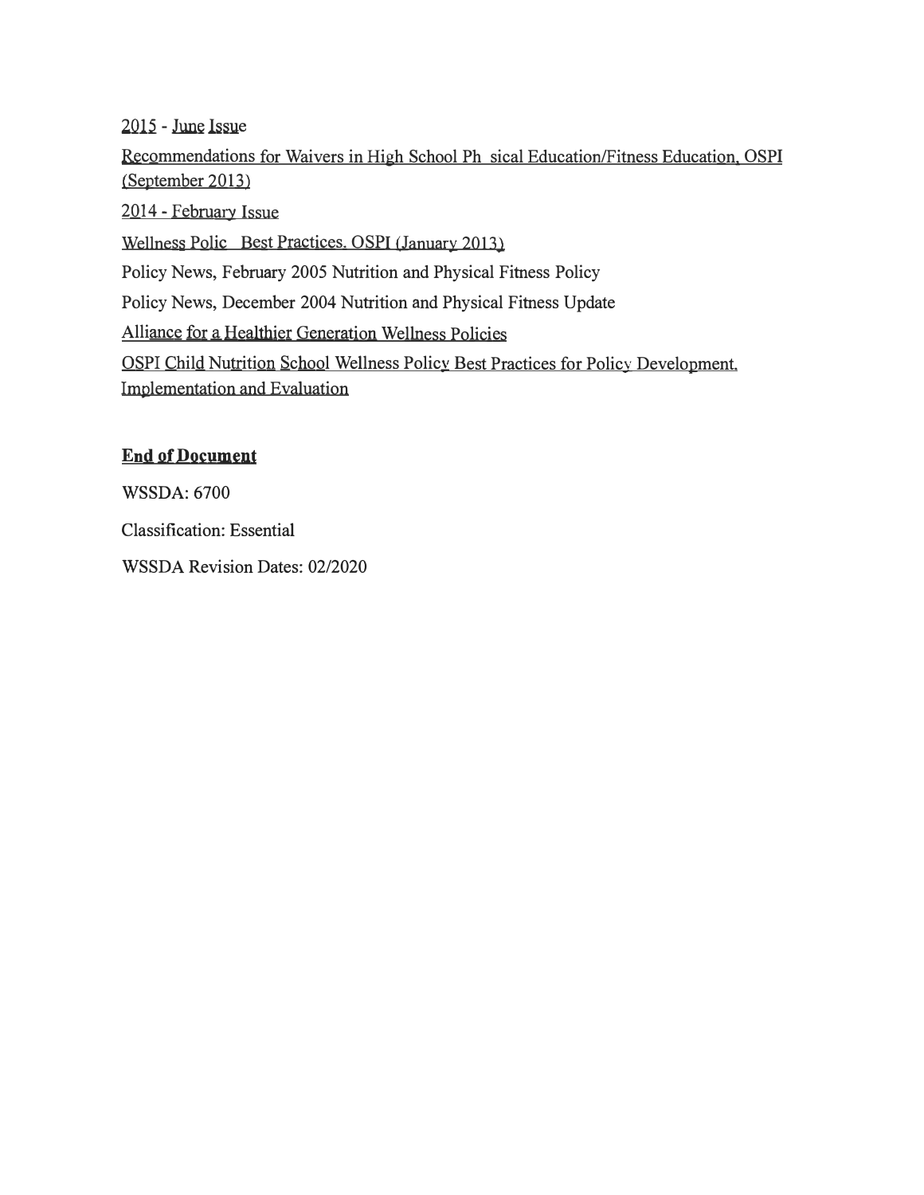2015 - June Issue

Recommendations for Waivers in High School Ph sical Education/Fitness Education, OSPI (September 2013)

2014 - February Issue

Wellness Polic Best Practices. OSPI (January 2013)

Policy News, February 2005 Nutrition and Physical Fitness Policy

Policy News, December 2004 Nutrition and Physical Fitness Update

Alliance for a Healthier Generation Wellness Policies

OSPI Child Nutrition School Wellness Policy Best Practices for Policy Development, Implementation and Evaluation

**End of Document**

WSSDA: 6700

Classification: Essential

WSSDA Revision Dates: 02/2020